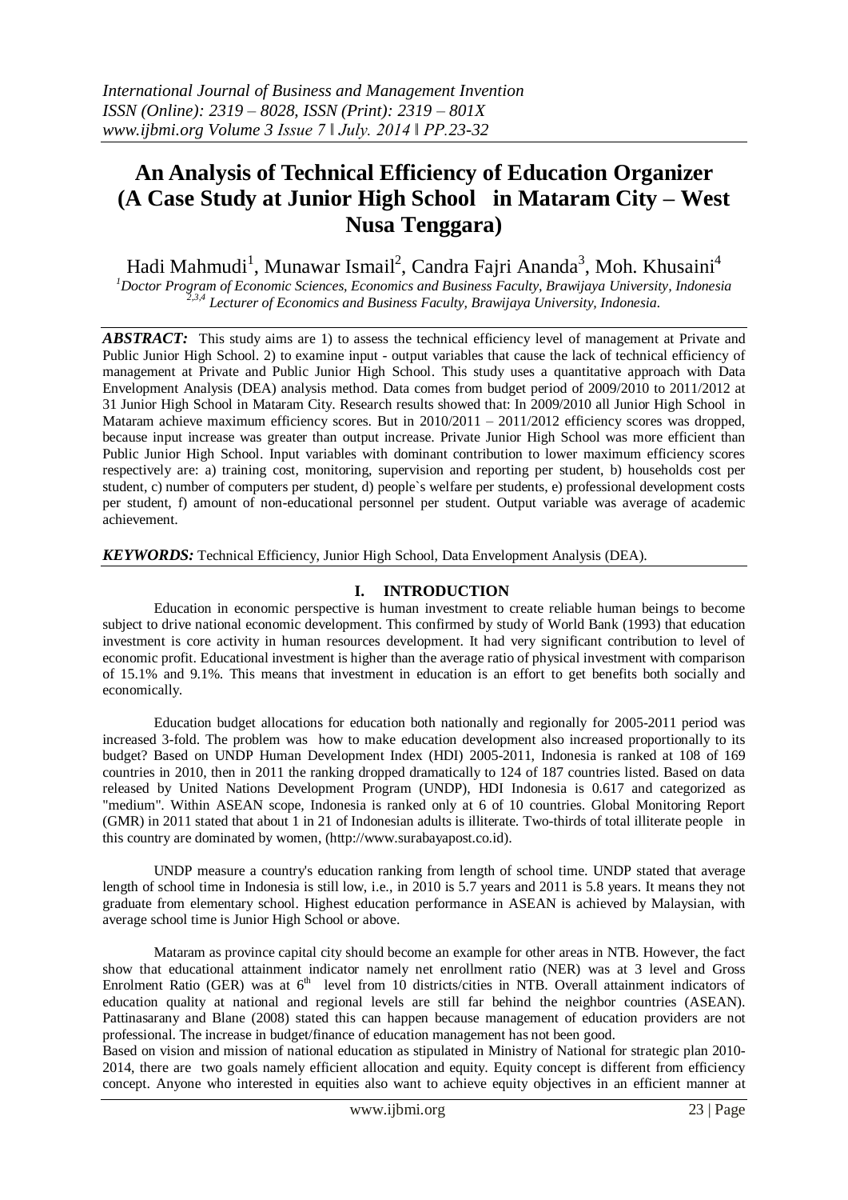# An Analysis of Technical Efficiency of Education Organizer (A Case Study at Junior High School in Mataram City – West Nusa Tenggara)

Hadi Mahmudi[1], Munawar Ismail[2], Candra Fajri Ananda[3], Moh. Khusaini[4]

[1]*Doctor Program of Economic Sciences, Economics and Business Faculty, Brawijaya University, Indonesia*
[2,3,4] *Lecturer of Economics and Business Faculty, Brawijaya University, Indonesia.*

***ABSTRACT:*** This study aims are 1) to assess the technical efficiency level of management at Private and Public Junior High School. 2) to examine input - output variables that cause the lack of technical efficiency of management at Private and Public Junior High School. This study uses a quantitative approach with Data Envelopment Analysis (DEA) analysis method. Data comes from budget period of 2009/2010 to 2011/2012 at 31 Junior High School in Mataram City. Research results showed that: In 2009/2010 all Junior High School in Mataram achieve maximum efficiency scores. But in 2010/2011 – 2011/2012 efficiency scores was dropped, because input increase was greater than output increase. Private Junior High School was more efficient than Public Junior High School. Input variables with dominant contribution to lower maximum efficiency scores respectively are: a) training cost, monitoring, supervision and reporting per student, b) households cost per student, c) number of computers per student, d) people`s welfare per students, e) professional development costs per student, f) amount of non-educational personnel per student. Output variable was average of academic achievement.

***KEYWORDS:*** Technical Efficiency, Junior High School, Data Envelopment Analysis (DEA).

## I. INTRODUCTION

Education in economic perspective is human investment to create reliable human beings to become subject to drive national economic development. This confirmed by study of World Bank (1993) that education investment is core activity in human resources development. It had very significant contribution to level of economic profit. Educational investment is higher than the average ratio of physical investment with comparison of 15.1% and 9.1%. This means that investment in education is an effort to get benefits both socially and economically.

Education budget allocations for education both nationally and regionally for 2005-2011 period was increased 3-fold. The problem was how to make education development also increased proportionally to its budget? Based on UNDP Human Development Index (HDI) 2005-2011, Indonesia is ranked at 108 of 169 countries in 2010, then in 2011 the ranking dropped dramatically to 124 of 187 countries listed. Based on data released by United Nations Development Program (UNDP), HDI Indonesia is 0.617 and categorized as "medium". Within ASEAN scope, Indonesia is ranked only at 6 of 10 countries. Global Monitoring Report (GMR) in 2011 stated that about 1 in 21 of Indonesian adults is illiterate. Two-thirds of total illiterate people in this country are dominated by women, (http://www.surabayapost.co.id).

UNDP measure a country's education ranking from length of school time. UNDP stated that average length of school time in Indonesia is still low, i.e., in 2010 is 5.7 years and 2011 is 5.8 years. It means they not graduate from elementary school. Highest education performance in ASEAN is achieved by Malaysian, with average school time is Junior High School or above.

Mataram as province capital city should become an example for other areas in NTB. However, the fact show that educational attainment indicator namely net enrollment ratio (NER) was at 3 level and Gross Enrolment Ratio (GER) was at 6th level from 10 districts/cities in NTB. Overall attainment indicators of education quality at national and regional levels are still far behind the neighbor countries (ASEAN). Pattinasarany and Blane (2008) stated this can happen because management of education providers are not professional. The increase in budget/finance of education management has not been good.

Based on vision and mission of national education as stipulated in Ministry of National for strategic plan 2010-2014, there are two goals namely efficient allocation and equity. Equity concept is different from efficiency concept. Anyone who interested in equities also want to achieve equity objectives in an efficient manner at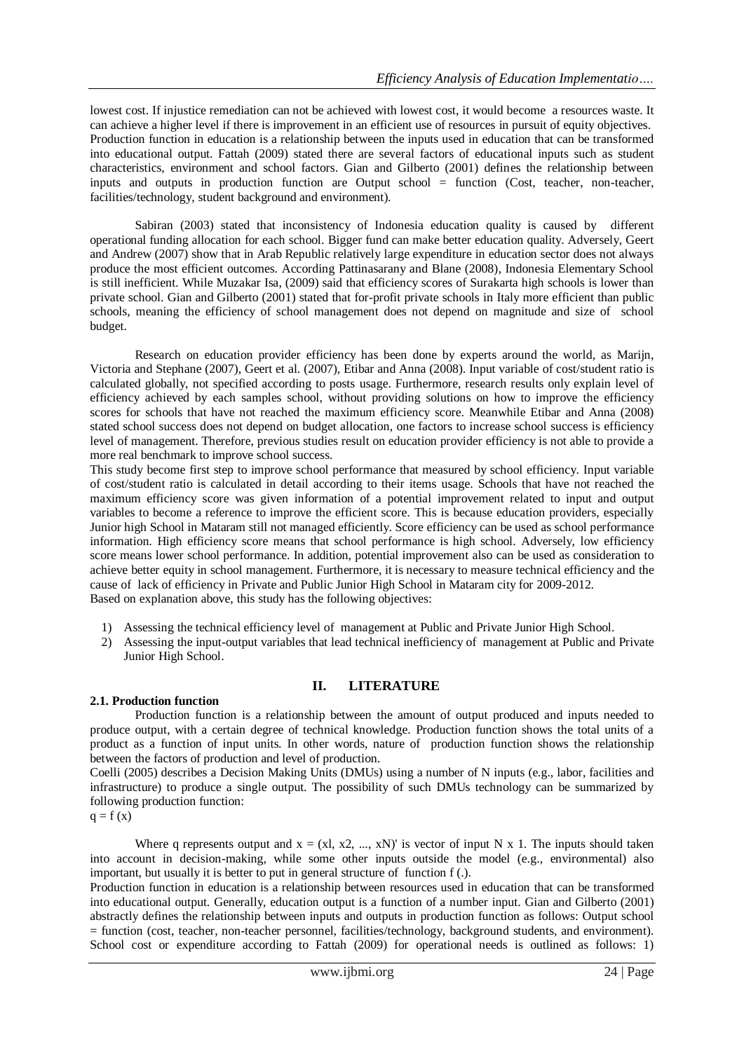lowest cost. If injustice remediation can not be achieved with lowest cost, it would become a resources waste. It can achieve a higher level if there is improvement in an efficient use of resources in pursuit of equity objectives. Production function in education is a relationship between the inputs used in education that can be transformed into educational output. Fattah (2009) stated there are several factors of educational inputs such as student characteristics, environment and school factors. Gian and Gilberto (2001) defines the relationship between inputs and outputs in production function are Output school = function (Cost, teacher, non-teacher, facilities/technology, student background and environment).

Sabiran (2003) stated that inconsistency of Indonesia education quality is caused by different operational funding allocation for each school. Bigger fund can make better education quality. Adversely, Geert and Andrew (2007) show that in Arab Republic relatively large expenditure in education sector does not always produce the most efficient outcomes. According Pattinasarany and Blane (2008), Indonesia Elementary School is still inefficient. While Muzakar Isa, (2009) said that efficiency scores of Surakarta high schools is lower than private school. Gian and Gilberto (2001) stated that for-profit private schools in Italy more efficient than public schools, meaning the efficiency of school management does not depend on magnitude and size of school budget.

Research on education provider efficiency has been done by experts around the world, as Marijn, Victoria and Stephane (2007), Geert et al. (2007), Etibar and Anna (2008). Input variable of cost/student ratio is calculated globally, not specified according to posts usage. Furthermore, research results only explain level of efficiency achieved by each samples school, without providing solutions on how to improve the efficiency scores for schools that have not reached the maximum efficiency score. Meanwhile Etibar and Anna (2008) stated school success does not depend on budget allocation, one factors to increase school success is efficiency level of management. Therefore, previous studies result on education provider efficiency is not able to provide a more real benchmark to improve school success.

This study become first step to improve school performance that measured by school efficiency. Input variable of cost/student ratio is calculated in detail according to their items usage. Schools that have not reached the maximum efficiency score was given information of a potential improvement related to input and output variables to become a reference to improve the efficient score. This is because education providers, especially Junior high School in Mataram still not managed efficiently. Score efficiency can be used as school performance information. High efficiency score means that school performance is high school. Adversely, low efficiency score means lower school performance. In addition, potential improvement also can be used as consideration to achieve better equity in school management. Furthermore, it is necessary to measure technical efficiency and the cause of lack of efficiency in Private and Public Junior High School in Mataram city for 2009-2012.

Based on explanation above, this study has the following objectives:

1) Assessing the technical efficiency level of management at Public and Private Junior High School.
2) Assessing the input-output variables that lead technical inefficiency of management at Public and Private Junior High School.

# II. LITERATURE

## 2.1. Production function

Production function is a relationship between the amount of output produced and inputs needed to produce output, with a certain degree of technical knowledge. Production function shows the total units of a product as a function of input units. In other words, nature of production function shows the relationship between the factors of production and level of production.

Coelli (2005) describes a Decision Making Units (DMUs) using a number of N inputs (e.g., labor, facilities and infrastructure) to produce a single output. The possibility of such DMUs technology can be summarized by following production function:

$q = f(x)$

Where q represents output and $x = (xl, x2, ..., xN)'$ is vector of input N x 1. The inputs should taken into account in decision-making, while some other inputs outside the model (e.g., environmental) also important, but usually it is better to put in general structure of function f (.).

Production function in education is a relationship between resources used in education that can be transformed into educational output. Generally, education output is a function of a number input. Gian and Gilberto (2001) abstractly defines the relationship between inputs and outputs in production function as follows: Output school = function (cost, teacher, non-teacher personnel, facilities/technology, background students, and environment). School cost or expenditure according to Fattah (2009) for operational needs is outlined as follows: 1)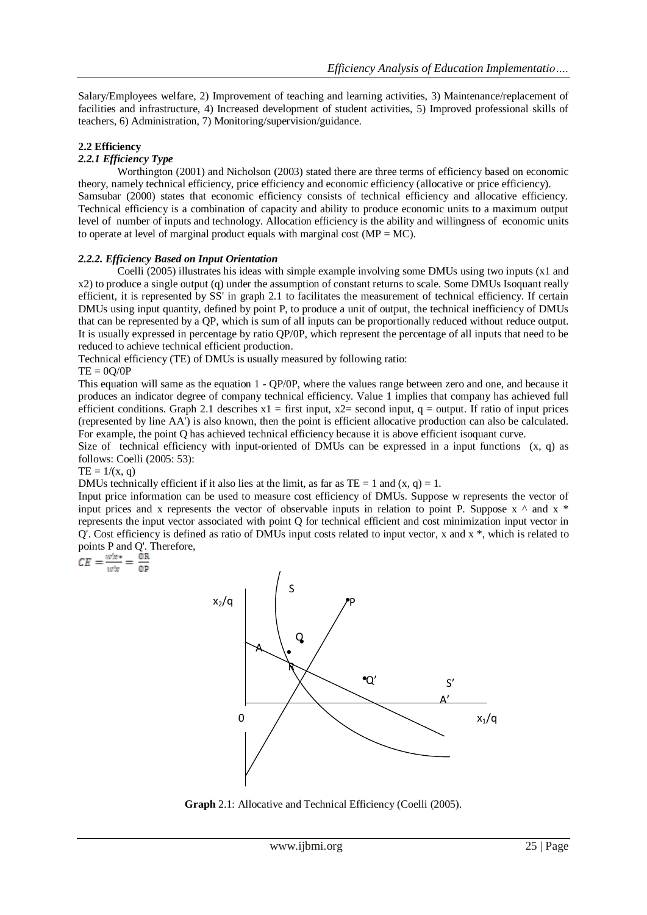Salary/Employees welfare, 2) Improvement of teaching and learning activities, 3) Maintenance/replacement of facilities and infrastructure, 4) Increased development of student activities, 5) Improved professional skills of teachers, 6) Administration, 7) Monitoring/supervision/guidance.

## 2.2 Efficiency

### *2.2.1 Efficiency Type*

Worthington (2001) and Nicholson (2003) stated there are three terms of efficiency based on economic theory, namely technical efficiency, price efficiency and economic efficiency (allocative or price efficiency). Samsubar (2000) states that economic efficiency consists of technical efficiency and allocative efficiency. Technical efficiency is a combination of capacity and ability to produce economic units to a maximum output level of number of inputs and technology. Allocation efficiency is the ability and willingness of economic units to operate at level of marginal product equals with marginal cost (MP = MC).

### *2.2.2. Efficiency Based on Input Orientation*

Coelli (2005) illustrates his ideas with simple example involving some DMUs using two inputs (x1 and x2) to produce a single output (q) under the assumption of constant returns to scale. Some DMUs Isoquant really efficient, it is represented by SS' in graph 2.1 to facilitates the measurement of technical efficiency. If certain DMUs using input quantity, defined by point P, to produce a unit of output, the technical inefficiency of DMUs that can be represented by a QP, which is sum of all inputs can be proportionally reduced without reduce output. It is usually expressed in percentage by ratio QP/0P, which represent the percentage of all inputs that need to be reduced to achieve technical efficient production.

Technical efficiency (TE) of DMUs is usually measured by following ratio:

$TE = 0Q/0P$

This equation will same as the equation 1 - QP/0P, where the values range between zero and one, and because it produces an indicator degree of company technical efficiency. Value 1 implies that company has achieved full efficient conditions. Graph 2.1 describes $x1$ = first input, $x2$= second input, $q$ = output. If ratio of input prices (represented by line AA') is also known, then the point is efficient allocative production can also be calculated. For example, the point Q has achieved technical efficiency because it is above efficient isoquant curve.

Size of technical efficiency with input-oriented of DMUs can be expressed in a input functions (x, q) as follows: Coelli (2005: 53):

$TE = 1/(x, q)$

DMUs technically efficient if it also lies at the limit, as far as TE = 1 and (x, q) = 1.

Input price information can be used to measure cost efficiency of DMUs. Suppose w represents the vector of input prices and x represents the vector of observable inputs in relation to point P. Suppose x ^ and x * represents the input vector associated with point Q for technical efficient and cost minimization input vector in Q'. Cost efficiency is defined as ratio of DMUs input costs related to input vector, x and x *, which is related to points P and Q'. Therefore,

$$CE = \frac{wx*}{wx} = \frac{0R}{0P}$$

**Graph** 2.1: Allocative and Technical Efficiency (Coelli (2005).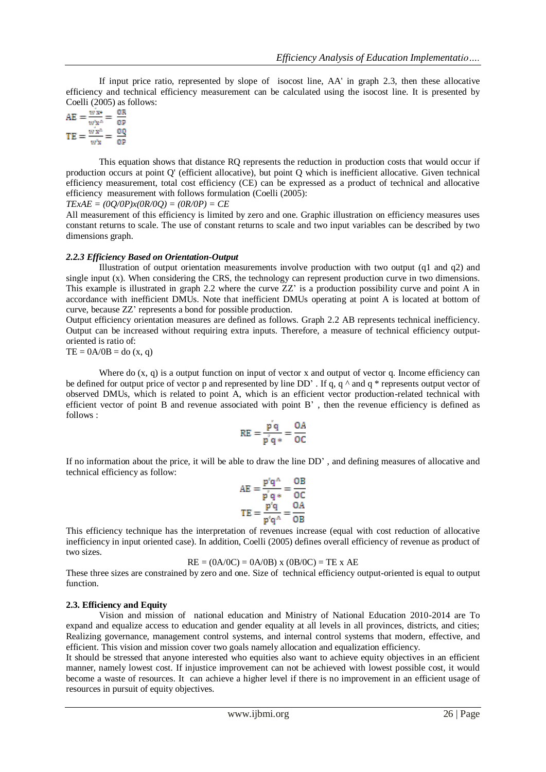If input price ratio, represented by slope of isocost line, AA' in graph 2.3, then these allocative efficiency and technical efficiency measurement can be calculated using the isocost line. It is presented by Coelli (2005) as follows:

$$AE = \frac{w'x*}{w'x^{\wedge}} = \frac{0R}{0P}$$

$$TE = \frac{w'x^{\wedge}}{w'x} = \frac{0Q}{0P}$$

This equation shows that distance RQ represents the reduction in production costs that would occur if production occurs at point Q' (efficient allocative), but point Q which is inefficient allocative. Given technical efficiency measurement, total cost efficiency (CE) can be expressed as a product of technical and allocative efficiency measurement with follows formulation (Coelli (2005):

*TExAE = (0Q/0P)x(0R/0Q) = (0R/0P) = CE*

All measurement of this efficiency is limited by zero and one. Graphic illustration on efficiency measures uses constant returns to scale. The use of constant returns to scale and two input variables can be described by two dimensions graph.

### *2.2.3 Efficiency Based on Orientation-Output*

Illustration of output orientation measurements involve production with two output (q1 and q2) and single input (x). When considering the CRS, the technology can represent production curve in two dimensions. This example is illustrated in graph 2.2 where the curve ZZ' is a production possibility curve and point A in accordance with inefficient DMUs. Note that inefficient DMUs operating at point A is located at bottom of curve, because ZZ' represents a bond for possible production.

Output efficiency orientation measures are defined as follows. Graph 2.2 AB represents technical inefficiency. Output can be increased without requiring extra inputs. Therefore, a measure of technical efficiency output-oriented is ratio of:

TE = 0A/0B = do (x, q)

Where do (x, q) is a output function on input of vector x and output of vector q. Income efficiency can be defined for output price of vector p and represented by line DD' . If q, q ^ and q * represents output vector of observed DMUs, which is related to point A, which is an efficient vector production-related technical with efficient vector of point B and revenue associated with point B' , then the revenue efficiency is defined as follows :

$$RE = \frac{p'q}{p'q*} = \frac{0A}{0C}$$

If no information about the price, it will be able to draw the line DD' , and defining measures of allocative and technical efficiency as follow:

$$AE = \frac{p'q^{\wedge}}{p'q*} = \frac{0B}{0C}$$

$$TE = \frac{p'q}{p'q^{\wedge}} = \frac{0A}{0B}$$

This efficiency technique has the interpretation of revenues increase (equal with cost reduction of allocative inefficiency in input oriented case). In addition, Coelli (2005) defines overall efficiency of revenue as product of two sizes.

RE = (0A/0C) = 0A/0B) x (0B/0C) = TE x AE

These three sizes are constrained by zero and one. Size of technical efficiency output-oriented is equal to output function.

### **2.3. Efficiency and Equity**

Vision and mission of national education and Ministry of National Education 2010-2014 are To expand and equalize access to education and gender equality at all levels in all provinces, districts, and cities; Realizing governance, management control systems, and internal control systems that modern, effective, and efficient. This vision and mission cover two goals namely allocation and equalization efficiency.

It should be stressed that anyone interested who equities also want to achieve equity objectives in an efficient manner, namely lowest cost. If injustice improvement can not be achieved with lowest possible cost, it would become a waste of resources. It can achieve a higher level if there is no improvement in an efficient usage of resources in pursuit of equity objectives.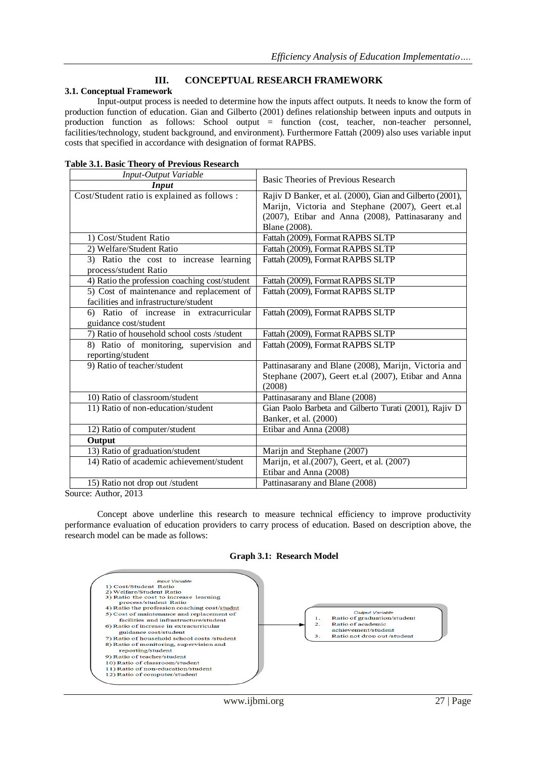## III. CONCEPTUAL RESEARCH FRAMEWORK

### 3.1. Conceptual Framework

Input-output process is needed to determine how the inputs affect outputs. It needs to know the form of production function of education. Gian and Gilberto (2001) defines relationship between inputs and outputs in production function as follows: School output = function (cost, teacher, non-teacher personnel, facilities/technology, student background, and environment). Furthermore Fattah (2009) also uses variable input costs that specified in accordance with designation of format RAPBS.

**Table 3.1. Basic Theory of Previous Research**

| *Input-Output Variable* | Basic Theories of Previous Research |
|---|---|
| ***Input*** | |
| Cost/Student ratio is explained as follows : | Rajiv D Banker, et al. (2000), Gian and Gilberto (2001), Marijn, Victoria and Stephane (2007), Geert et.al (2007), Etibar and Anna (2008), Pattinasarany and Blane (2008). |
| 1) Cost/Student Ratio | Fattah (2009), Format RAPBS SLTP |
| 2) Welfare/Student Ratio | Fattah (2009), Format RAPBS SLTP |
| 3) Ratio the cost to increase learning process/student Ratio | Fattah (2009), Format RAPBS SLTP |
| 4) Ratio the profession coaching cost/student | Fattah (2009), Format RAPBS SLTP |
| 5) Cost of maintenance and replacement of facilities and infrastructure/student | Fattah (2009), Format RAPBS SLTP |
| 6) Ratio of increase in extracurricular guidance cost/student | Fattah (2009), Format RAPBS SLTP |
| 7) Ratio of household school costs /student | Fattah (2009), Format RAPBS SLTP |
| 8) Ratio of monitoring, supervision and reporting/student | Fattah (2009), Format RAPBS SLTP |
| 9) Ratio of teacher/student | Pattinasarany and Blane (2008), Marijn, Victoria and Stephane (2007), Geert et.al (2007), Etibar and Anna (2008) |
| 10) Ratio of classroom/student | Pattinasarany and Blane (2008) |
| 11) Ratio of non-education/student | Gian Paolo Barbeta and Gilberto Turati (2001), Rajiv D Banker, et al. (2000) |
| 12) Ratio of computer/student | Etibar and Anna (2008) |
| **Output** | |
| 13) Ratio of graduation/student | Marijn and Stephane (2007) |
| 14) Ratio of academic achievement/student | Marijn, et al.(2007), Geert, et al. (2007) Etibar and Anna (2008) |
| 15) Ratio not drop out /student | Pattinasarany and Blane (2008) |

Source: Author, 2013

Concept above underline this research to measure technical efficiency to improve productivity performance evaluation of education providers to carry process of education. Based on description above, the research model can be made as follows:

**Graph 3.1: Research Model**

*Input Variable*
1) Cost/Student Ratio
2) Welfare/Student Ratio
3) Ratio the cost to increase learning process/student Ratio
4) Ratio the profession coaching cost/studnt
5) Cost of maintenance and replacement of facilities and infrastructure/student
6) Ratio of increase in extracurricular guidance cost/student
7) Ratio of household school costs /student
8) Ratio of monitoring, supervision and reporting/student
9) Ratio of teacher/student
10) Ratio of classroom/student
11) Ratio of non-education/student
12) Ratio of computer/student

→

*Output Variable*
1. Ratio of graduation/student
2. Ratio of academic achievement/student
3. Ratio not drop out /student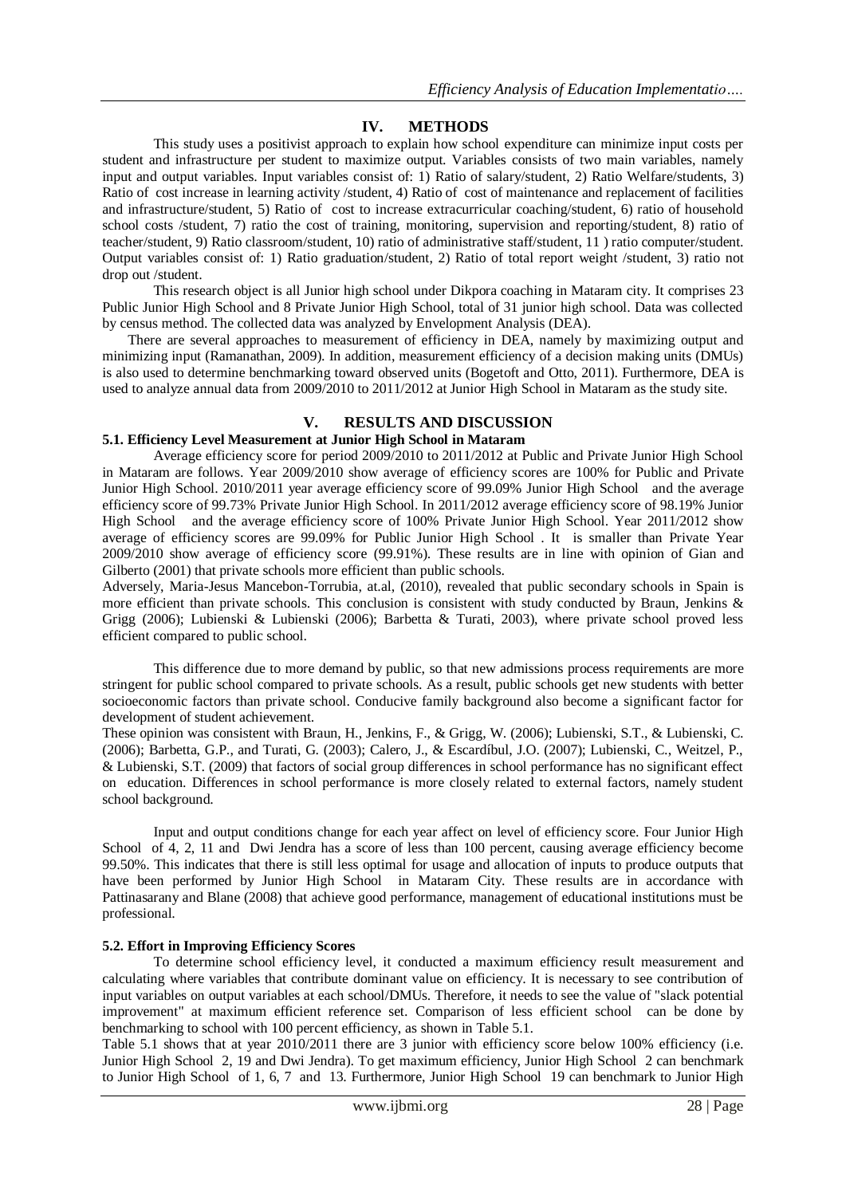## IV. METHODS

This study uses a positivist approach to explain how school expenditure can minimize input costs per student and infrastructure per student to maximize output. Variables consists of two main variables, namely input and output variables. Input variables consist of: 1) Ratio of salary/student, 2) Ratio Welfare/students, 3) Ratio of cost increase in learning activity /student, 4) Ratio of cost of maintenance and replacement of facilities and infrastructure/student, 5) Ratio of cost to increase extracurricular coaching/student, 6) ratio of household school costs /student, 7) ratio the cost of training, monitoring, supervision and reporting/student, 8) ratio of teacher/student, 9) Ratio classroom/student, 10) ratio of administrative staff/student, 11 ) ratio computer/student. Output variables consist of: 1) Ratio graduation/student, 2) Ratio of total report weight /student, 3) ratio not drop out /student.

This research object is all Junior high school under Dikpora coaching in Mataram city. It comprises 23 Public Junior High School and 8 Private Junior High School, total of 31 junior high school. Data was collected by census method. The collected data was analyzed by Envelopment Analysis (DEA).

There are several approaches to measurement of efficiency in DEA, namely by maximizing output and minimizing input (Ramanathan, 2009). In addition, measurement efficiency of a decision making units (DMUs) is also used to determine benchmarking toward observed units (Bogetoft and Otto, 2011). Furthermore, DEA is used to analyze annual data from 2009/2010 to 2011/2012 at Junior High School in Mataram as the study site.

## V. RESULTS AND DISCUSSION

### 5.1. Efficiency Level Measurement at Junior High School in Mataram

Average efficiency score for period 2009/2010 to 2011/2012 at Public and Private Junior High School in Mataram are follows. Year 2009/2010 show average of efficiency scores are 100% for Public and Private Junior High School. 2010/2011 year average efficiency score of 99.09% Junior High School and the average efficiency score of 99.73% Private Junior High School. In 2011/2012 average efficiency score of 98.19% Junior High School and the average efficiency score of 100% Private Junior High School. Year 2011/2012 show average of efficiency scores are 99.09% for Public Junior High School . It is smaller than Private Year 2009/2010 show average of efficiency score (99.91%). These results are in line with opinion of Gian and Gilberto (2001) that private schools more efficient than public schools.

Adversely, Maria-Jesus Mancebon-Torrubia, at.al, (2010), revealed that public secondary schools in Spain is more efficient than private schools. This conclusion is consistent with study conducted by Braun, Jenkins & Grigg (2006); Lubienski & Lubienski (2006); Barbetta & Turati, 2003), where private school proved less efficient compared to public school.

This difference due to more demand by public, so that new admissions process requirements are more stringent for public school compared to private schools. As a result, public schools get new students with better socioeconomic factors than private school. Conducive family background also become a significant factor for development of student achievement.

These opinion was consistent with Braun, H., Jenkins, F., & Grigg, W. (2006); Lubienski, S.T., & Lubienski, C. (2006); Barbetta, G.P., and Turati, G. (2003); Calero, J., & Escardíbul, J.O. (2007); Lubienski, C., Weitzel, P., & Lubienski, S.T. (2009) that factors of social group differences in school performance has no significant effect on education. Differences in school performance is more closely related to external factors, namely student school background.

Input and output conditions change for each year affect on level of efficiency score. Four Junior High School of 4, 2, 11 and Dwi Jendra has a score of less than 100 percent, causing average efficiency become 99.50%. This indicates that there is still less optimal for usage and allocation of inputs to produce outputs that have been performed by Junior High School in Mataram City. These results are in accordance with Pattinasarany and Blane (2008) that achieve good performance, management of educational institutions must be professional.

### 5.2. Effort in Improving Efficiency Scores

To determine school efficiency level, it conducted a maximum efficiency result measurement and calculating where variables that contribute dominant value on efficiency. It is necessary to see contribution of input variables on output variables at each school/DMUs. Therefore, it needs to see the value of "slack potential improvement" at maximum efficient reference set. Comparison of less efficient school can be done by benchmarking to school with 100 percent efficiency, as shown in Table 5.1.

Table 5.1 shows that at year 2010/2011 there are 3 junior with efficiency score below 100% efficiency (i.e. Junior High School 2, 19 and Dwi Jendra). To get maximum efficiency, Junior High School 2 can benchmark to Junior High School of 1, 6, 7 and 13. Furthermore, Junior High School 19 can benchmark to Junior High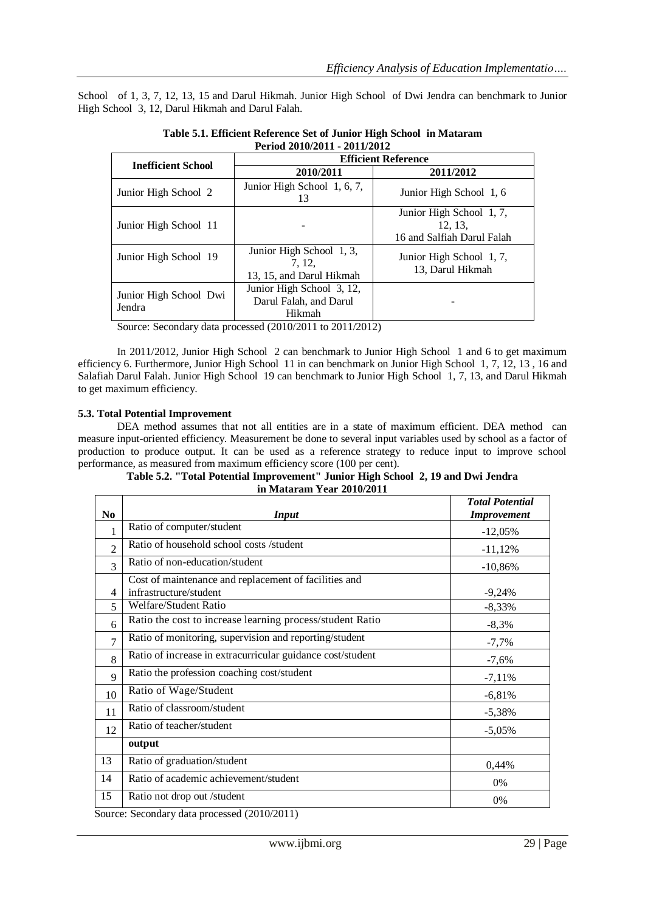School of 1, 3, 7, 12, 13, 15 and Darul Hikmah. Junior High School of Dwi Jendra can benchmark to Junior High School 3, 12, Darul Hikmah and Darul Falah.

**Table 5.1. Efficient Reference Set of Junior High School in Mataram Period 2010/2011 - 2011/2012**

| Inefficient School | Efficient Reference | |
|---|---|---|
| | 2010/2011 | 2011/2012 |
| Junior High School 2 | Junior High School 1, 6, 7, 13 | Junior High School 1, 6 |
| Junior High School 11 | - | Junior High School 1, 7, 12, 13, 16 and Salfiah Darul Falah |
| Junior High School 19 | Junior High School 1, 3, 7, 12, 13, 15, and Darul Hikmah | Junior High School 1, 7, 13, Darul Hikmah |
| Junior High School Dwi Jendra | Junior High School 3, 12, Darul Falah, and Darul Hikmah | - |

Source: Secondary data processed (2010/2011 to 2011/2012)

In 2011/2012, Junior High School 2 can benchmark to Junior High School 1 and 6 to get maximum efficiency 6. Furthermore, Junior High School 11 in can benchmark on Junior High School 1, 7, 12, 13 , 16 and Salafiah Darul Falah. Junior High School 19 can benchmark to Junior High School 1, 7, 13, and Darul Hikmah to get maximum efficiency.

### 5.3. Total Potential Improvement

DEA method assumes that not all entities are in a state of maximum efficient. DEA method can measure input-oriented efficiency. Measurement be done to several input variables used by school as a factor of production to produce output. It can be used as a reference strategy to reduce input to improve school performance, as measured from maximum efficiency score (100 per cent).

**Table 5.2. "Total Potential Improvement" Junior High School 2, 19 and Dwi Jendra in Mataram Year 2010/2011**

| No | *Input* | *Total Potential Improvement* |
|---|---|---|
| 1 | Ratio of computer/student | -12,05% |
| 2 | Ratio of household school costs /student | -11,12% |
| 3 | Ratio of non-education/student | -10,86% |
| 4 | Cost of maintenance and replacement of facilities and infrastructure/student | -9,24% |
| 5 | Welfare/Student Ratio | -8,33% |
| 6 | Ratio the cost to increase learning process/student Ratio | -8,3% |
| 7 | Ratio of monitoring, supervision and reporting/student | -7,7% |
| 8 | Ratio of increase in extracurricular guidance cost/student | -7,6% |
| 9 | Ratio the profession coaching cost/student | -7,11% |
| 10 | Ratio of Wage/Student | -6,81% |
| 11 | Ratio of classroom/student | -5,38% |
| 12 | Ratio of teacher/student | -5,05% |
| | **output** | |
| 13 | Ratio of graduation/student | 0,44% |
| 14 | Ratio of academic achievement/student | 0% |
| 15 | Ratio not drop out /student | 0% |

Source: Secondary data processed (2010/2011)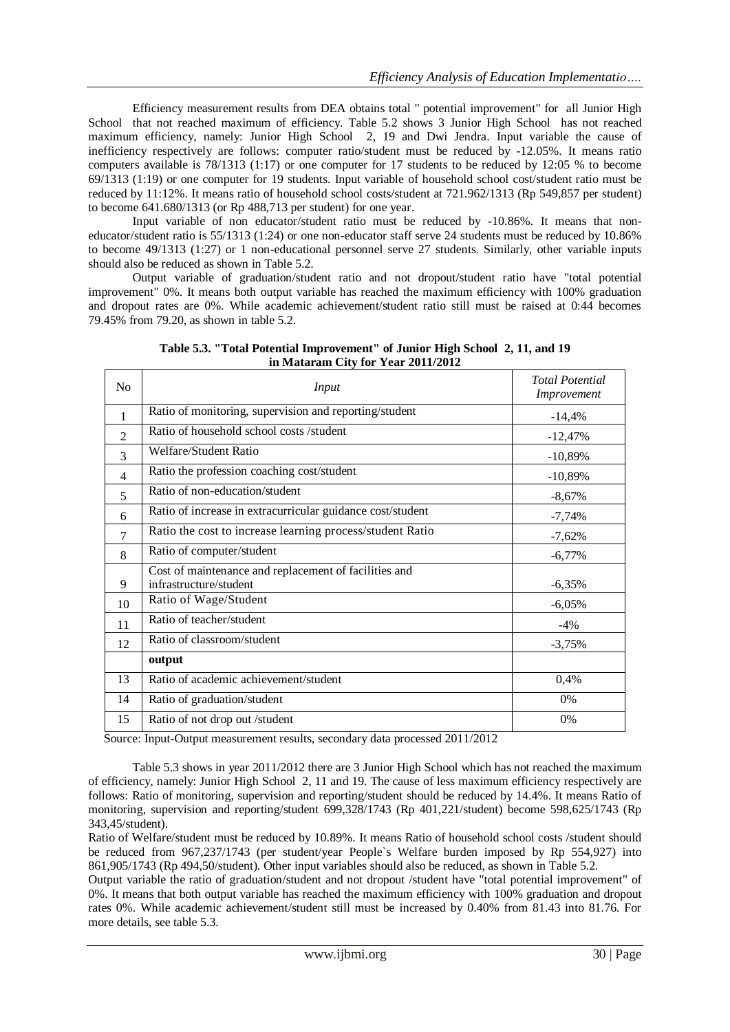Efficiency measurement results from DEA obtains total " potential improvement" for all Junior High School that not reached maximum of efficiency. Table 5.2 shows 3 Junior High School has not reached maximum efficiency, namely: Junior High School 2, 19 and Dwi Jendra. Input variable the cause of inefficiency respectively are follows: computer ratio/student must be reduced by -12.05%. It means ratio computers available is 78/1313 (1:17) or one computer for 17 students to be reduced by 12:05 % to become 69/1313 (1:19) or one computer for 19 students. Input variable of household school cost/student ratio must be reduced by 11:12%. It means ratio of household school costs/student at 721.962/1313 (Rp 549,857 per student) to become 641.680/1313 (or Rp 488,713 per student) for one year.

Input variable of non educator/student ratio must be reduced by -10.86%. It means that non-educator/student ratio is 55/1313 (1:24) or one non-educator staff serve 24 students must be reduced by 10.86% to become 49/1313 (1:27) or 1 non-educational personnel serve 27 students. Similarly, other variable inputs should also be reduced as shown in Table 5.2.

Output variable of graduation/student ratio and not dropout/student ratio have "total potential improvement" 0%. It means both output variable has reached the maximum efficiency with 100% graduation and dropout rates are 0%. While academic achievement/student ratio still must be raised at 0:44 becomes 79.45% from 79.20, as shown in table 5.2.

**Table 5.3. "Total Potential Improvement" of Junior High School 2, 11, and 19 in Mataram City for Year 2011/2012**

| No | *Input* | *Total Potential Improvement* |
|---|---|---|
| 1 | Ratio of monitoring, supervision and reporting/student | -14,4% |
| 2 | Ratio of household school costs /student | -12,47% |
| 3 | Welfare/Student Ratio | -10,89% |
| 4 | Ratio the profession coaching cost/student | -10,89% |
| 5 | Ratio of non-education/student | -8,67% |
| 6 | Ratio of increase in extracurricular guidance cost/student | -7,74% |
| 7 | Ratio the cost to increase learning process/student Ratio | -7,62% |
| 8 | Ratio of computer/student | -6,77% |
| 9 | Cost of maintenance and replacement of facilities and infrastructure/student | -6,35% |
| 10 | Ratio of Wage/Student | -6,05% |
| 11 | Ratio of teacher/student | -4% |
| 12 | Ratio of classroom/student | -3,75% |
| | **output** | |
| 13 | Ratio of academic achievement/student | 0,4% |
| 14 | Ratio of graduation/student | 0% |
| 15 | Ratio of not drop out /student | 0% |

Source: Input-Output measurement results, secondary data processed 2011/2012

Table 5.3 shows in year 2011/2012 there are 3 Junior High School which has not reached the maximum of efficiency, namely: Junior High School 2, 11 and 19. The cause of less maximum efficiency respectively are follows: Ratio of monitoring, supervision and reporting/student should be reduced by 14.4%. It means Ratio of monitoring, supervision and reporting/student 699,328/1743 (Rp 401,221/student) become 598,625/1743 (Rp 343,45/student).

Ratio of Welfare/student must be reduced by 10.89%. It means Ratio of household school costs /student should be reduced from 967,237/1743 (per student/year People`s Welfare burden imposed by Rp 554,927) into 861,905/1743 (Rp 494,50/student). Other input variables should also be reduced, as shown in Table 5.2.

Output variable the ratio of graduation/student and not dropout /student have "total potential improvement" of 0%. It means that both output variable has reached the maximum efficiency with 100% graduation and dropout rates 0%. While academic achievement/student still must be increased by 0.40% from 81.43 into 81.76. For more details, see table 5.3.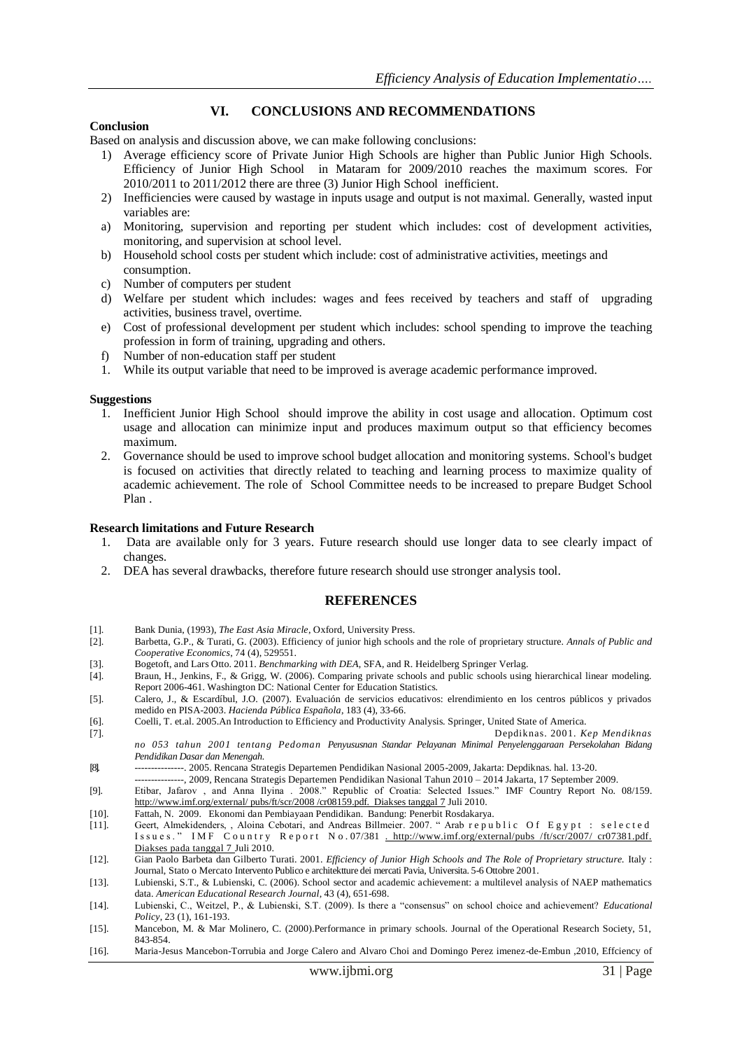## VI. CONCLUSIONS AND RECOMMENDATIONS

**Conclusion**

Based on analysis and discussion above, we can make following conclusions:

1) Average efficiency score of Private Junior High Schools are higher than Public Junior High Schools. Efficiency of Junior High School in Mataram for 2009/2010 reaches the maximum scores. For 2010/2011 to 2011/2012 there are three (3) Junior High School inefficient.
2) Inefficiencies were caused by wastage in inputs usage and output is not maximal. Generally, wasted input variables are:

a) Monitoring, supervision and reporting per student which includes: cost of development activities, monitoring, and supervision at school level.
b) Household school costs per student which include: cost of administrative activities, meetings and consumption.
c) Number of computers per student
d) Welfare per student which includes: wages and fees received by teachers and staff of upgrading activities, business travel, overtime.
e) Cost of professional development per student which includes: school spending to improve the teaching profession in form of training, upgrading and others.
f) Number of non-education staff per student

1. While its output variable that need to be improved is average academic performance improved.

**Suggestions**

1. Inefficient Junior High School should improve the ability in cost usage and allocation. Optimum cost usage and allocation can minimize input and produces maximum output so that efficiency becomes maximum.
2. Governance should be used to improve school budget allocation and monitoring systems. School's budget is focused on activities that directly related to teaching and learning process to maximize quality of academic achievement. The role of School Committee needs to be increased to prepare Budget School Plan .

**Research limitations and Future Research**

1. Data are available only for 3 years. Future research should use longer data to see clearly impact of changes.
2. DEA has several drawbacks, therefore future research should use stronger analysis tool.

## REFERENCES

[1]. Bank Dunia, (1993), *The East Asia Miracle*, Oxford, University Press.

[2]. Barbetta, G.P., & Turati, G. (2003). Efficiency of junior high schools and the role of proprietary structure. *Annals of Public and Cooperative Economics*, 74 (4), 529551.

[3]. Bogetoft, and Lars Otto. 2011. *Benchmarking with DEA*, SFA, and R. Heidelberg Springer Verlag.

[4]. Braun, H., Jenkins, F., & Grigg, W. (2006). Comparing private schools and public schools using hierarchical linear modeling. Report 2006-461. Washington DC: National Center for Education Statistics.

[5]. Calero, J., & Escardíbul, J.O. (2007). Evaluación de servicios educativos: elrendimiento en los centros públicos y privados medido en PISA-2003. *Hacienda Pública Española*, 183 (4), 33-66.

[6]. Coelli, T. et.al. 2005.An Introduction to Efficiency and Productivity Analysis. Springer, United State of America.

[7]. Depdiknas. 2001. *Kep Mendiknas no 053 tahun 2001 tentang Pedoman Penyusunan Standar Pelayanan Minimal Penyelenggaraan Persekolahan Bidang Pendidikan Dasar dan Menengah.*

[8]. ---------------. 2005. Rencana Strategis Departemen Pendidikan Nasional 2005-2009, Jakarta: Depdiknas. hal. 13-20.
---------------, 2009, Rencana Strategis Departemen Pendidikan Nasional Tahun 2010 – 2014 Jakarta, 17 September 2009.

[9]. Etibar, Jafarov , and Anna Ilyina . 2008." Republic of Croatia: Selected Issues." IMF Country Report No. 08/159. http://www.imf.org/external/ pubs/ft/scr/2008 /cr08159.pdf. Diakses tanggal 7 Juli 2010.

[10]. Fattah, N. 2009. Ekonomi dan Pembiayaan Pendidikan. Bandung: Penerbit Rosdakarya.

[11]. Geert, Almekidenders, , Aloina Cebotari, and Andreas Billmeier. 2007. " Arab republic Of Egypt : selected Issues." IMF Country Report No.07/381 . http://www.imf.org/external/pubs /ft/scr/2007/ cr07381.pdf. Diakses pada tanggal 7 Juli 2010.

[12]. Gian Paolo Barbeta dan Gilberto Turati. 2001. *Efficiency of Junior High Schools and The Role of Proprietary structure.* Italy : Journal, Stato o Mercato Intervento Publico e architektture dei mercati Pavia, Universita. 5-6 Ottobre 2001.

[13]. Lubienski, S.T., & Lubienski, C. (2006). School sector and academic achievement: a multilevel analysis of NAEP mathematics data. *American Educational Research Journal*, 43 (4), 651-698.

[14]. Lubienski, C., Weitzel, P., & Lubienski, S.T. (2009). Is there a "consensus" on school choice and achievement? *Educational Policy*, 23 (1), 161-193.

[15]. Mancebon, M. & Mar Molinero, C. (2000).Performance in primary schools. Journal of the Operational Research Society, 51, 843-854.

[16]. Maria-Jesus Mancebon-Torrubia and Jorge Calero and Alvaro Choi and Domingo Perez imenez-de-Embun ,2010, Effciency of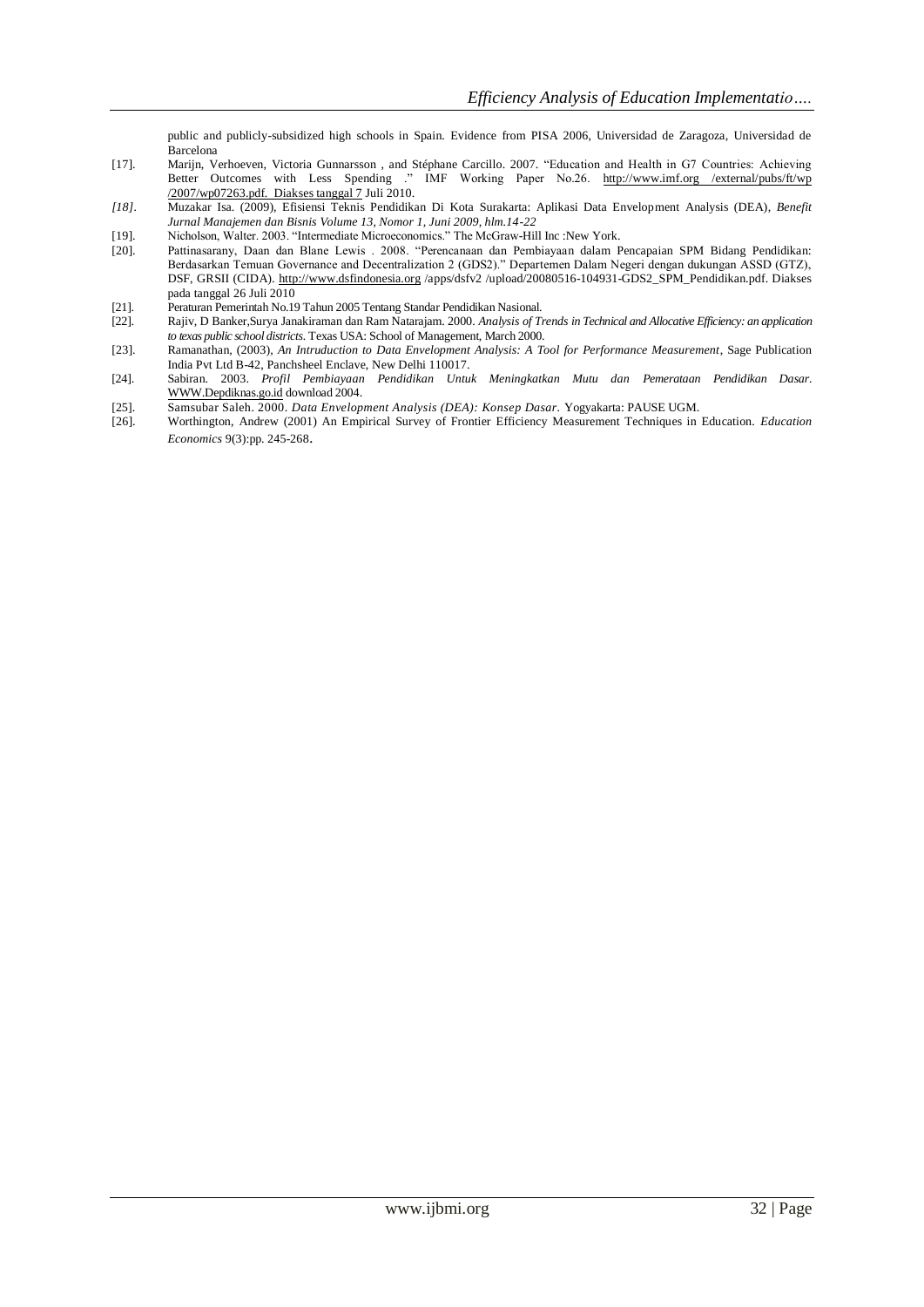public and publicly-subsidized high schools in Spain. Evidence from PISA 2006, Universidad de Zaragoza, Universidad de Barcelona

[17]. Marijn, Verhoeven, Victoria Gunnarsson , and Stéphane Carcillo. 2007. "Education and Health in G7 Countries: Achieving Better Outcomes with Less Spending ." IMF Working Paper No.26. http://www.imf.org /external/pubs/ft/wp /2007/wp07263.pdf. Diakses tanggal 7 Juli 2010.

*[18].* Muzakar Isa. (2009), Efisiensi Teknis Pendidikan Di Kota Surakarta: Aplikasi Data Envelopment Analysis (DEA), *Benefit Jurnal Manajemen dan Bisnis Volume 13, Nomor 1, Juni 2009, hlm.14-22*

[19]. Nicholson, Walter. 2003. "Intermediate Microeconomics." The McGraw-Hill Inc :New York.

[20]. Pattinasarany, Daan dan Blane Lewis . 2008. "Perencanaan dan Pembiayaan dalam Pencapaian SPM Bidang Pendidikan: Berdasarkan Temuan Governance and Decentralization 2 (GDS2)." Departemen Dalam Negeri dengan dukungan ASSD (GTZ), DSF, GRSII (CIDA). http://www.dsfindonesia.org /apps/dsfv2 /upload/20080516-104931-GDS2_SPM_Pendidikan.pdf. Diakses pada tanggal 26 Juli 2010

[21]. Peraturan Pemerintah No.19 Tahun 2005 Tentang Standar Pendidikan Nasional.

[22]. Rajiv, D Banker,Surya Janakiraman dan Ram Natarajam. 2000. *Analysis of Trends in Technical and Allocative Efficiency: an application to texas public school districts*. Texas USA: School of Management, March 2000.

[23]. Ramanathan, (2003), *An Intruduction to Data Envelopment Analysis: A Tool for Performance Measurement*, Sage Publication India Pvt Ltd B-42, Panchsheel Enclave, New Delhi 110017.

[24]. Sabiran. 2003. *Profil Pembiayaan Pendidikan Untuk Meningkatkan Mutu dan Pemerataan Pendidikan Dasar*. WWW.Depdiknas.go.id download 2004.

[25]. Samsubar Saleh. 2000. *Data Envelopment Analysis (DEA): Konsep Dasar*. Yogyakarta: PAUSE UGM.

[26]. Worthington, Andrew (2001) An Empirical Survey of Frontier Efficiency Measurement Techniques in Education. *Education Economics* 9(3):pp. 245-268.